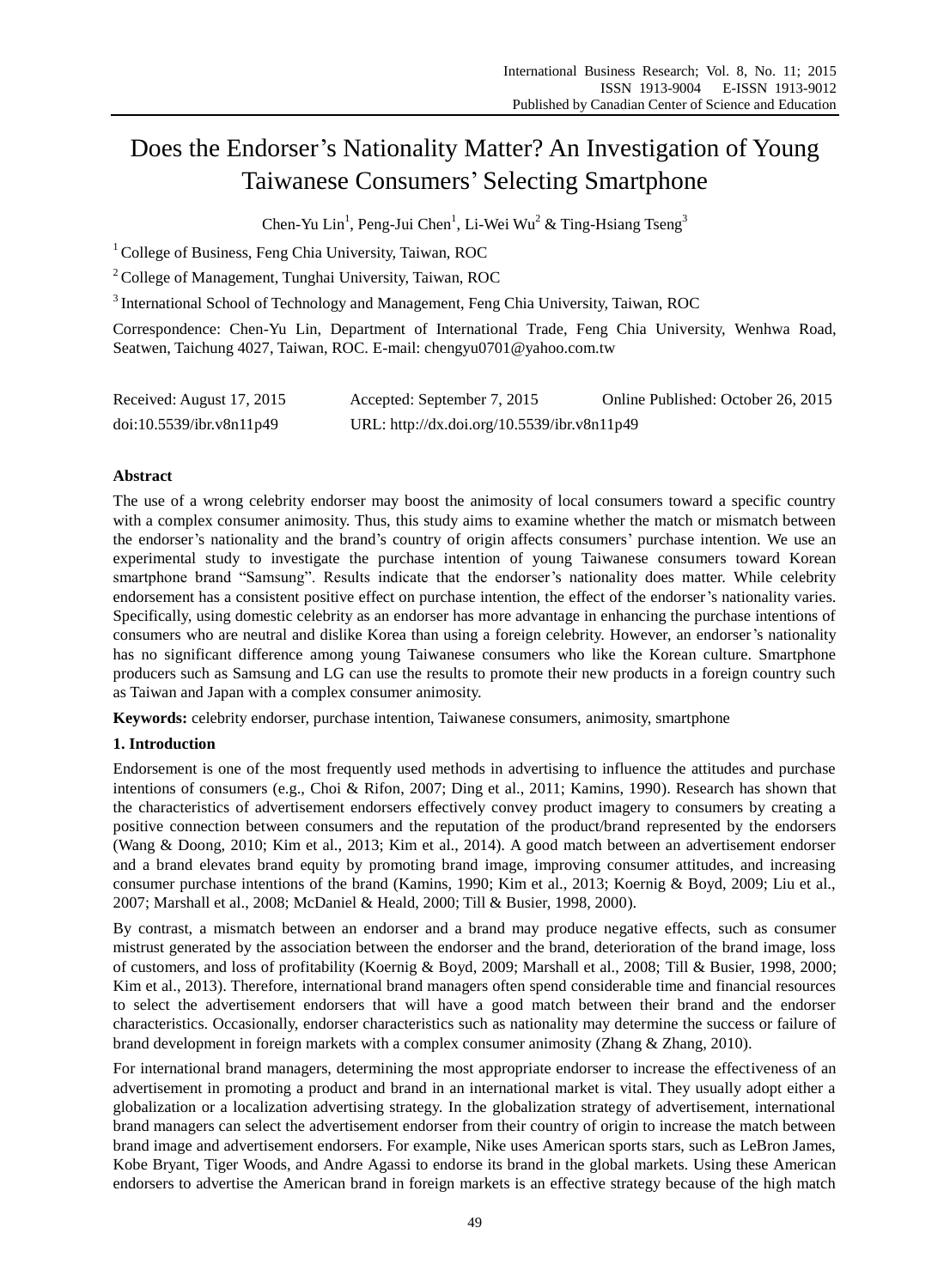# Does the Endorser's Nationality Matter? An Investigation of Young Taiwanese Consumers' Selecting Smartphone

Chen-Yu Lin[1], Peng-Jui Chen[1], Li-Wei Wu[2] & Ting-Hsiang Tseng[3]

[1] College of Business, Feng Chia University, Taiwan, ROC

[2] College of Management, Tunghai University, Taiwan, ROC

[3] International School of Technology and Management, Feng Chia University, Taiwan, ROC

Correspondence: Chen-Yu Lin, Department of International Trade, Feng Chia University, Wenhwa Road, Seatwen, Taichung 4027, Taiwan, ROC. E-mail: chengyu0701@yahoo.com.tw

Received: August 17, 2015 Accepted: September 7, 2015 Online Published: October 26, 2015

doi:10.5539/ibr.v8n11p49 URL: http://dx.doi.org/10.5539/ibr.v8n11p49

**Abstract**

The use of a wrong celebrity endorser may boost the animosity of local consumers toward a specific country with a complex consumer animosity. Thus, this study aims to examine whether the match or mismatch between the endorser's nationality and the brand's country of origin affects consumers' purchase intention. We use an experimental study to investigate the purchase intention of young Taiwanese consumers toward Korean smartphone brand "Samsung". Results indicate that the endorser's nationality does matter. While celebrity endorsement has a consistent positive effect on purchase intention, the effect of the endorser's nationality varies. Specifically, using domestic celebrity as an endorser has more advantage in enhancing the purchase intentions of consumers who are neutral and dislike Korea than using a foreign celebrity. However, an endorser's nationality has no significant difference among young Taiwanese consumers who like the Korean culture. Smartphone producers such as Samsung and LG can use the results to promote their new products in a foreign country such as Taiwan and Japan with a complex consumer animosity.

**Keywords:** celebrity endorser, purchase intention, Taiwanese consumers, animosity, smartphone

## 1. Introduction

Endorsement is one of the most frequently used methods in advertising to influence the attitudes and purchase intentions of consumers (e.g., Choi & Rifon, 2007; Ding et al., 2011; Kamins, 1990). Research has shown that the characteristics of advertisement endorsers effectively convey product imagery to consumers by creating a positive connection between consumers and the reputation of the product/brand represented by the endorsers (Wang & Doong, 2010; Kim et al., 2013; Kim et al., 2014). A good match between an advertisement endorser and a brand elevates brand equity by promoting brand image, improving consumer attitudes, and increasing consumer purchase intentions of the brand (Kamins, 1990; Kim et al., 2013; Koernig & Boyd, 2009; Liu et al., 2007; Marshall et al., 2008; McDaniel & Heald, 2000; Till & Busier, 1998, 2000).

By contrast, a mismatch between an endorser and a brand may produce negative effects, such as consumer mistrust generated by the association between the endorser and the brand, deterioration of the brand image, loss of customers, and loss of profitability (Koernig & Boyd, 2009; Marshall et al., 2008; Till & Busier, 1998, 2000; Kim et al., 2013). Therefore, international brand managers often spend considerable time and financial resources to select the advertisement endorsers that will have a good match between their brand and the endorser characteristics. Occasionally, endorser characteristics such as nationality may determine the success or failure of brand development in foreign markets with a complex consumer animosity (Zhang & Zhang, 2010).

For international brand managers, determining the most appropriate endorser to increase the effectiveness of an advertisement in promoting a product and brand in an international market is vital. They usually adopt either a globalization or a localization advertising strategy. In the globalization strategy of advertisement, international brand managers can select the advertisement endorser from their country of origin to increase the match between brand image and advertisement endorsers. For example, Nike uses American sports stars, such as LeBron James, Kobe Bryant, Tiger Woods, and Andre Agassi to endorse its brand in the global markets. Using these American endorsers to advertise the American brand in foreign markets is an effective strategy because of the high match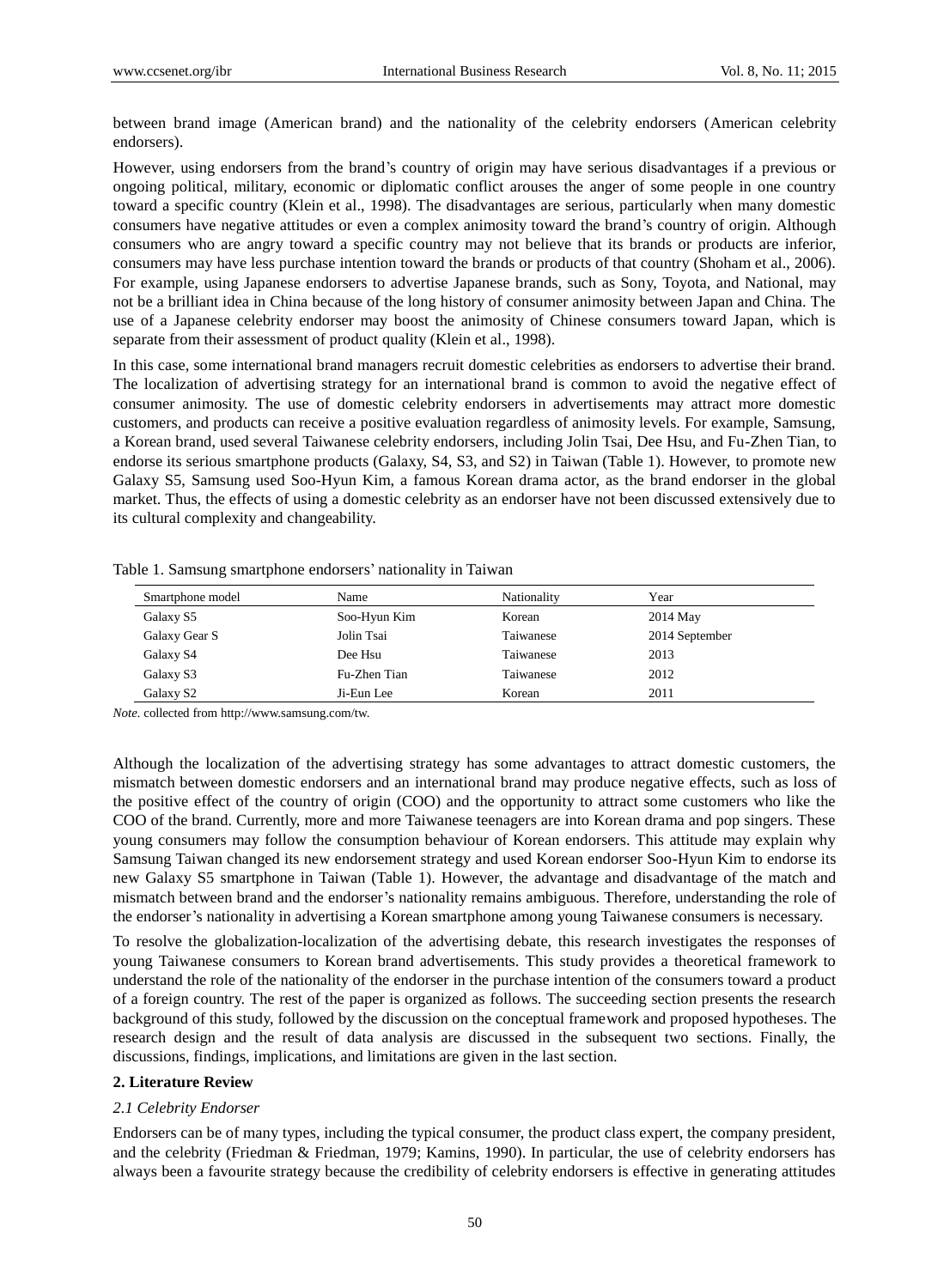between brand image (American brand) and the nationality of the celebrity endorsers (American celebrity endorsers).

However, using endorsers from the brand's country of origin may have serious disadvantages if a previous or ongoing political, military, economic or diplomatic conflict arouses the anger of some people in one country toward a specific country (Klein et al., 1998). The disadvantages are serious, particularly when many domestic consumers have negative attitudes or even a complex animosity toward the brand's country of origin. Although consumers who are angry toward a specific country may not believe that its brands or products are inferior, consumers may have less purchase intention toward the brands or products of that country (Shoham et al., 2006). For example, using Japanese endorsers to advertise Japanese brands, such as Sony, Toyota, and National, may not be a brilliant idea in China because of the long history of consumer animosity between Japan and China. The use of a Japanese celebrity endorser may boost the animosity of Chinese consumers toward Japan, which is separate from their assessment of product quality (Klein et al., 1998).

In this case, some international brand managers recruit domestic celebrities as endorsers to advertise their brand. The localization of advertising strategy for an international brand is common to avoid the negative effect of consumer animosity. The use of domestic celebrity endorsers in advertisements may attract more domestic customers, and products can receive a positive evaluation regardless of animosity levels. For example, Samsung, a Korean brand, used several Taiwanese celebrity endorsers, including Jolin Tsai, Dee Hsu, and Fu-Zhen Tian, to endorse its serious smartphone products (Galaxy, S4, S3, and S2) in Taiwan (Table 1). However, to promote new Galaxy S5, Samsung used Soo-Hyun Kim, a famous Korean drama actor, as the brand endorser in the global market. Thus, the effects of using a domestic celebrity as an endorser have not been discussed extensively due to its cultural complexity and changeability.

Table 1. Samsung smartphone endorsers' nationality in Taiwan

| Smartphone model | Name | Nationality | Year |
|---|---|---|---|
| Galaxy S5 | Soo-Hyun Kim | Korean | 2014 May |
| Galaxy Gear S | Jolin Tsai | Taiwanese | 2014 September |
| Galaxy S4 | Dee Hsu | Taiwanese | 2013 |
| Galaxy S3 | Fu-Zhen Tian | Taiwanese | 2012 |
| Galaxy S2 | Ji-Eun Lee | Korean | 2011 |

*Note.* collected from http://www.samsung.com/tw.

Although the localization of the advertising strategy has some advantages to attract domestic customers, the mismatch between domestic endorsers and an international brand may produce negative effects, such as loss of the positive effect of the country of origin (COO) and the opportunity to attract some customers who like the COO of the brand. Currently, more and more Taiwanese teenagers are into Korean drama and pop singers. These young consumers may follow the consumption behaviour of Korean endorsers. This attitude may explain why Samsung Taiwan changed its new endorsement strategy and used Korean endorser Soo-Hyun Kim to endorse its new Galaxy S5 smartphone in Taiwan (Table 1). However, the advantage and disadvantage of the match and mismatch between brand and the endorser's nationality remains ambiguous. Therefore, understanding the role of the endorser's nationality in advertising a Korean smartphone among young Taiwanese consumers is necessary.

To resolve the globalization-localization of the advertising debate, this research investigates the responses of young Taiwanese consumers to Korean brand advertisements. This study provides a theoretical framework to understand the role of the nationality of the endorser in the purchase intention of the consumers toward a product of a foreign country. The rest of the paper is organized as follows. The succeeding section presents the research background of this study, followed by the discussion on the conceptual framework and proposed hypotheses. The research design and the result of data analysis are discussed in the subsequent two sections. Finally, the discussions, findings, implications, and limitations are given in the last section.

## 2. Literature Review

### *2.1 Celebrity Endorser*

Endorsers can be of many types, including the typical consumer, the product class expert, the company president, and the celebrity (Friedman & Friedman, 1979; Kamins, 1990). In particular, the use of celebrity endorsers has always been a favourite strategy because the credibility of celebrity endorsers is effective in generating attitudes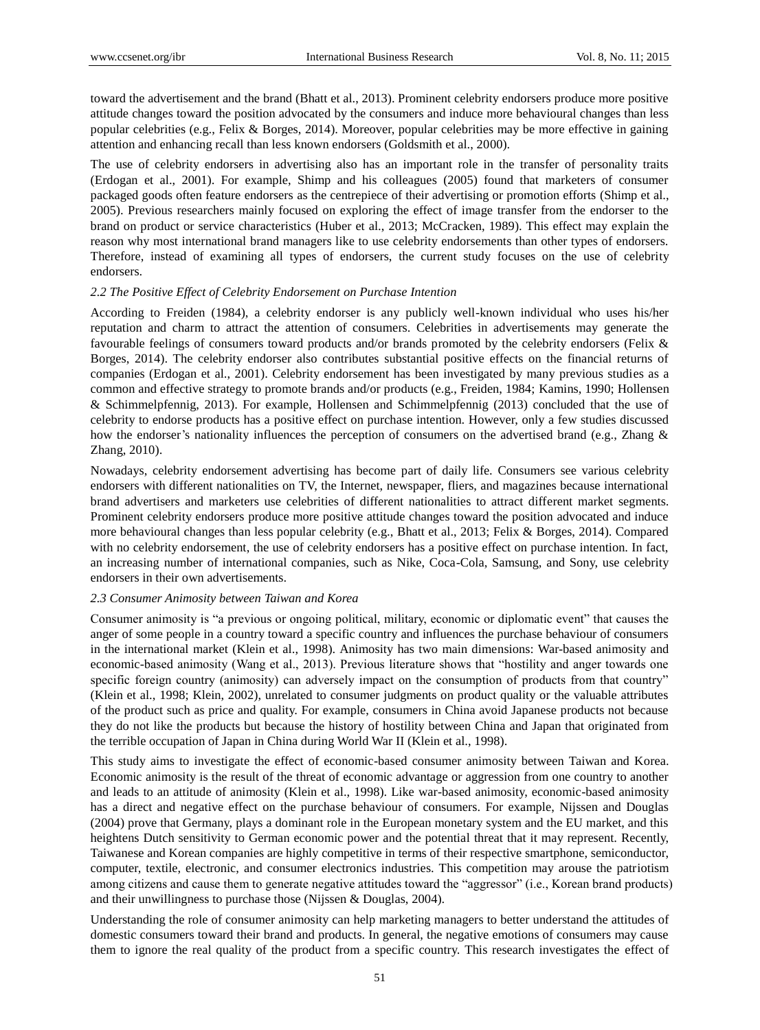toward the advertisement and the brand (Bhatt et al., 2013). Prominent celebrity endorsers produce more positive attitude changes toward the position advocated by the consumers and induce more behavioural changes than less popular celebrities (e.g., Felix & Borges, 2014). Moreover, popular celebrities may be more effective in gaining attention and enhancing recall than less known endorsers (Goldsmith et al., 2000).

The use of celebrity endorsers in advertising also has an important role in the transfer of personality traits (Erdogan et al., 2001). For example, Shimp and his colleagues (2005) found that marketers of consumer packaged goods often feature endorsers as the centrepiece of their advertising or promotion efforts (Shimp et al., 2005). Previous researchers mainly focused on exploring the effect of image transfer from the endorser to the brand on product or service characteristics (Huber et al., 2013; McCracken, 1989). This effect may explain the reason why most international brand managers like to use celebrity endorsements than other types of endorsers. Therefore, instead of examining all types of endorsers, the current study focuses on the use of celebrity endorsers.

### 2.2 The Positive Effect of Celebrity Endorsement on Purchase Intention

According to Freiden (1984), a celebrity endorser is any publicly well-known individual who uses his/her reputation and charm to attract the attention of consumers. Celebrities in advertisements may generate the favourable feelings of consumers toward products and/or brands promoted by the celebrity endorsers (Felix & Borges, 2014). The celebrity endorser also contributes substantial positive effects on the financial returns of companies (Erdogan et al., 2001). Celebrity endorsement has been investigated by many previous studies as a common and effective strategy to promote brands and/or products (e.g., Freiden, 1984; Kamins, 1990; Hollensen & Schimmelpfennig, 2013). For example, Hollensen and Schimmelpfennig (2013) concluded that the use of celebrity to endorse products has a positive effect on purchase intention. However, only a few studies discussed how the endorser's nationality influences the perception of consumers on the advertised brand (e.g., Zhang & Zhang, 2010).

Nowadays, celebrity endorsement advertising has become part of daily life. Consumers see various celebrity endorsers with different nationalities on TV, the Internet, newspaper, fliers, and magazines because international brand advertisers and marketers use celebrities of different nationalities to attract different market segments. Prominent celebrity endorsers produce more positive attitude changes toward the position advocated and induce more behavioural changes than less popular celebrity (e.g., Bhatt et al., 2013; Felix & Borges, 2014). Compared with no celebrity endorsement, the use of celebrity endorsers has a positive effect on purchase intention. In fact, an increasing number of international companies, such as Nike, Coca-Cola, Samsung, and Sony, use celebrity endorsers in their own advertisements.

### 2.3 Consumer Animosity between Taiwan and Korea

Consumer animosity is "a previous or ongoing political, military, economic or diplomatic event" that causes the anger of some people in a country toward a specific country and influences the purchase behaviour of consumers in the international market (Klein et al., 1998). Animosity has two main dimensions: War-based animosity and economic-based animosity (Wang et al., 2013). Previous literature shows that "hostility and anger towards one specific foreign country (animosity) can adversely impact on the consumption of products from that country" (Klein et al., 1998; Klein, 2002), unrelated to consumer judgments on product quality or the valuable attributes of the product such as price and quality. For example, consumers in China avoid Japanese products not because they do not like the products but because the history of hostility between China and Japan that originated from the terrible occupation of Japan in China during World War II (Klein et al., 1998).

This study aims to investigate the effect of economic-based consumer animosity between Taiwan and Korea. Economic animosity is the result of the threat of economic advantage or aggression from one country to another and leads to an attitude of animosity (Klein et al., 1998). Like war-based animosity, economic-based animosity has a direct and negative effect on the purchase behaviour of consumers. For example, Nijssen and Douglas (2004) prove that Germany, plays a dominant role in the European monetary system and the EU market, and this heightens Dutch sensitivity to German economic power and the potential threat that it may represent. Recently, Taiwanese and Korean companies are highly competitive in terms of their respective smartphone, semiconductor, computer, textile, electronic, and consumer electronics industries. This competition may arouse the patriotism among citizens and cause them to generate negative attitudes toward the "aggressor" (i.e., Korean brand products) and their unwillingness to purchase those (Nijssen & Douglas, 2004).

Understanding the role of consumer animosity can help marketing managers to better understand the attitudes of domestic consumers toward their brand and products. In general, the negative emotions of consumers may cause them to ignore the real quality of the product from a specific country. This research investigates the effect of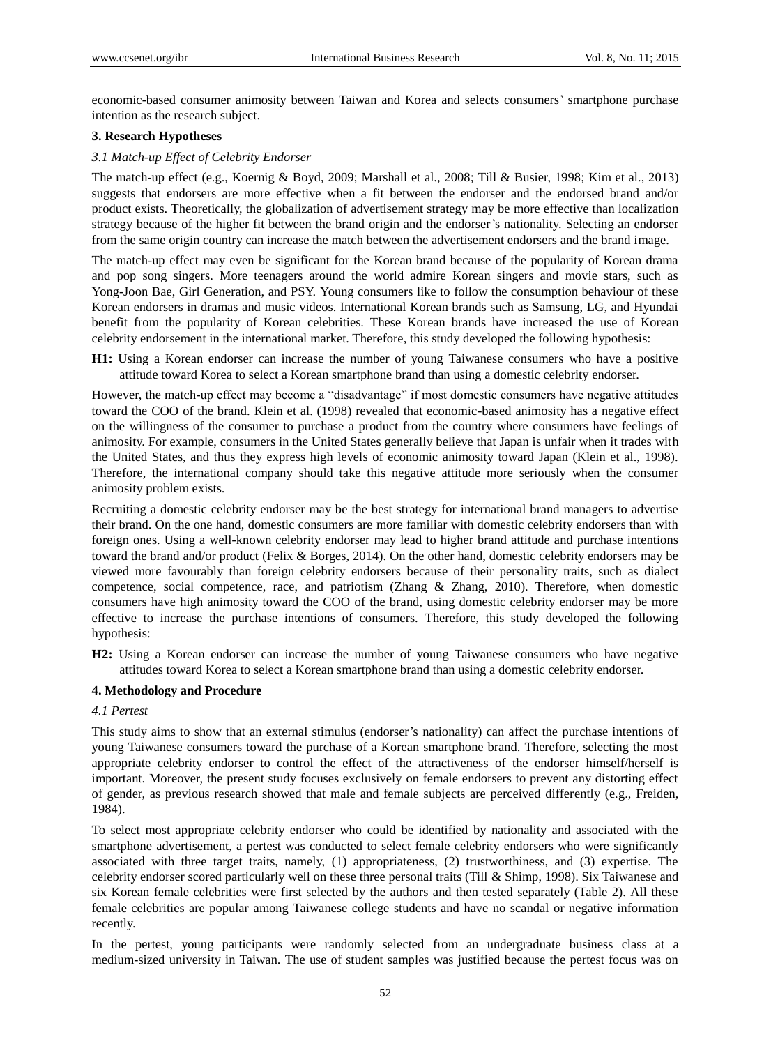economic-based consumer animosity between Taiwan and Korea and selects consumers' smartphone purchase intention as the research subject.

## 3. Research Hypotheses

### *3.1 Match-up Effect of Celebrity Endorser*

The match-up effect (e.g., Koernig & Boyd, 2009; Marshall et al., 2008; Till & Busier, 1998; Kim et al., 2013) suggests that endorsers are more effective when a fit between the endorser and the endorsed brand and/or product exists. Theoretically, the globalization of advertisement strategy may be more effective than localization strategy because of the higher fit between the brand origin and the endorser's nationality. Selecting an endorser from the same origin country can increase the match between the advertisement endorsers and the brand image.

The match-up effect may even be significant for the Korean brand because of the popularity of Korean drama and pop song singers. More teenagers around the world admire Korean singers and movie stars, such as Yong-Joon Bae, Girl Generation, and PSY. Young consumers like to follow the consumption behaviour of these Korean endorsers in dramas and music videos. International Korean brands such as Samsung, LG, and Hyundai benefit from the popularity of Korean celebrities. These Korean brands have increased the use of Korean celebrity endorsement in the international market. Therefore, this study developed the following hypothesis:

**H1:** Using a Korean endorser can increase the number of young Taiwanese consumers who have a positive attitude toward Korea to select a Korean smartphone brand than using a domestic celebrity endorser.

However, the match-up effect may become a "disadvantage" if most domestic consumers have negative attitudes toward the COO of the brand. Klein et al. (1998) revealed that economic-based animosity has a negative effect on the willingness of the consumer to purchase a product from the country where consumers have feelings of animosity. For example, consumers in the United States generally believe that Japan is unfair when it trades with the United States, and thus they express high levels of economic animosity toward Japan (Klein et al., 1998). Therefore, the international company should take this negative attitude more seriously when the consumer animosity problem exists.

Recruiting a domestic celebrity endorser may be the best strategy for international brand managers to advertise their brand. On the one hand, domestic consumers are more familiar with domestic celebrity endorsers than with foreign ones. Using a well-known celebrity endorser may lead to higher brand attitude and purchase intentions toward the brand and/or product (Felix & Borges, 2014). On the other hand, domestic celebrity endorsers may be viewed more favourably than foreign celebrity endorsers because of their personality traits, such as dialect competence, social competence, race, and patriotism (Zhang & Zhang, 2010). Therefore, when domestic consumers have high animosity toward the COO of the brand, using domestic celebrity endorser may be more effective to increase the purchase intentions of consumers. Therefore, this study developed the following hypothesis:

**H2:** Using a Korean endorser can increase the number of young Taiwanese consumers who have negative attitudes toward Korea to select a Korean smartphone brand than using a domestic celebrity endorser.

## 4. Methodology and Procedure

### *4.1 Pertest*

This study aims to show that an external stimulus (endorser's nationality) can affect the purchase intentions of young Taiwanese consumers toward the purchase of a Korean smartphone brand. Therefore, selecting the most appropriate celebrity endorser to control the effect of the attractiveness of the endorser himself/herself is important. Moreover, the present study focuses exclusively on female endorsers to prevent any distorting effect of gender, as previous research showed that male and female subjects are perceived differently (e.g., Freiden, 1984).

To select most appropriate celebrity endorser who could be identified by nationality and associated with the smartphone advertisement, a pertest was conducted to select female celebrity endorsers who were significantly associated with three target traits, namely, (1) appropriateness, (2) trustworthiness, and (3) expertise. The celebrity endorser scored particularly well on these three personal traits (Till & Shimp, 1998). Six Taiwanese and six Korean female celebrities were first selected by the authors and then tested separately (Table 2). All these female celebrities are popular among Taiwanese college students and have no scandal or negative information recently.

In the pertest, young participants were randomly selected from an undergraduate business class at a medium-sized university in Taiwan. The use of student samples was justified because the pertest focus was on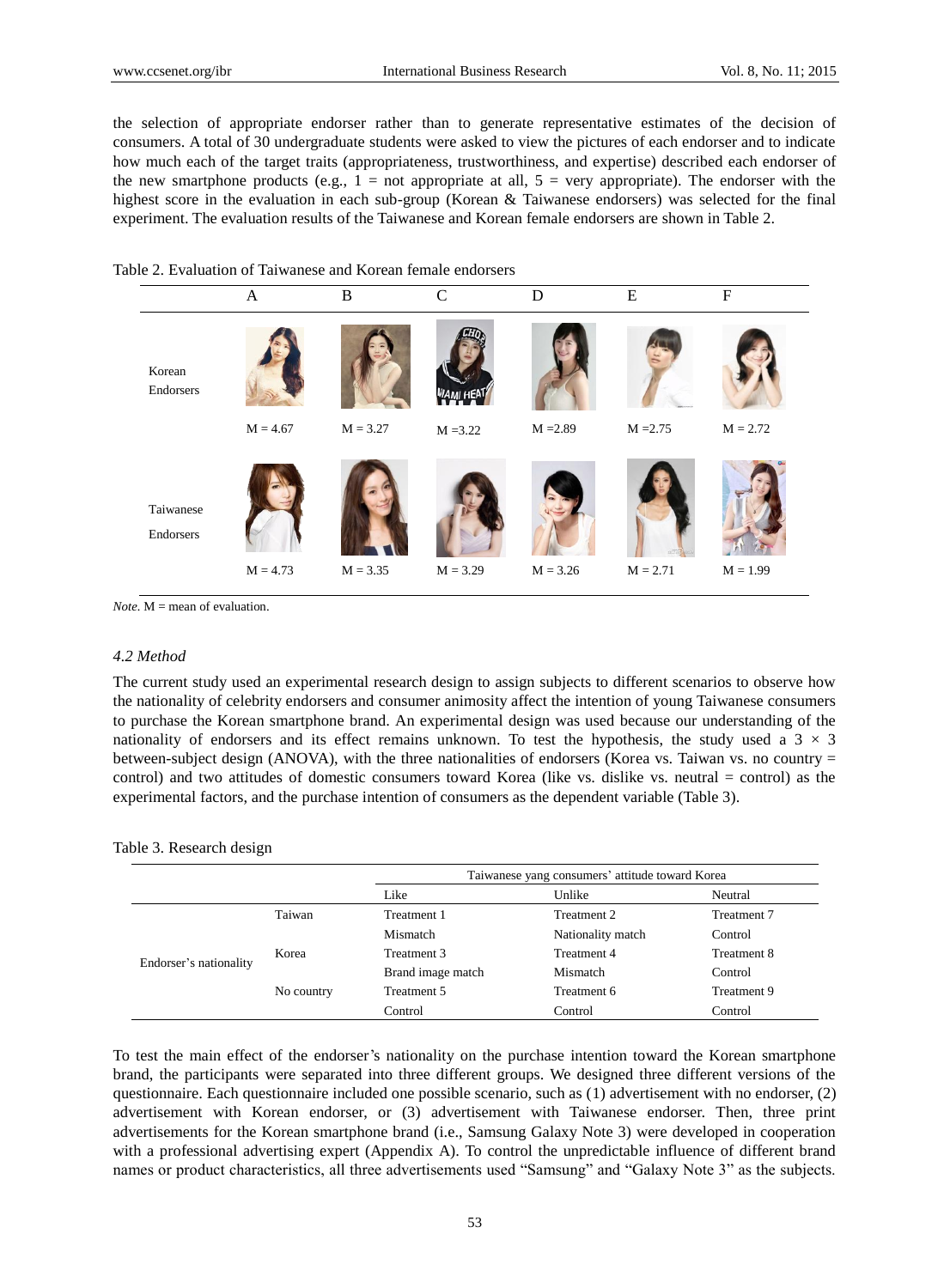the selection of appropriate endorser rather than to generate representative estimates of the decision of consumers. A total of 30 undergraduate students were asked to view the pictures of each endorser and to indicate how much each of the target traits (appropriateness, trustworthiness, and expertise) described each endorser of the new smartphone products (e.g., 1 = not appropriate at all, 5 = very appropriate). The endorser with the highest score in the evaluation in each sub-group (Korean & Taiwanese endorsers) was selected for the final experiment. The evaluation results of the Taiwanese and Korean female endorsers are shown in Table 2.

Table 2. Evaluation of Taiwanese and Korean female endorsers

| | A | B | C | D | E | F |
|---|---|---|---|---|---|---|
| Korean Endorsers | M = 4.67 | M = 3.27 | M =3.22 | M =2.89 | M =2.75 | M = 2.72 |
| Taiwanese Endorsers | M = 4.73 | M = 3.35 | M = 3.29 | M = 3.26 | M = 2.71 | M = 1.99 |

*Note.* M = mean of evaluation.

### *4.2 Method*

The current study used an experimental research design to assign subjects to different scenarios to observe how the nationality of celebrity endorsers and consumer animosity affect the intention of young Taiwanese consumers to purchase the Korean smartphone brand. An experimental design was used because our understanding of the nationality of endorsers and its effect remains unknown. To test the hypothesis, the study used a 3 × 3 between-subject design (ANOVA), with the three nationalities of endorsers (Korea vs. Taiwan vs. no country = control) and two attitudes of domestic consumers toward Korea (like vs. dislike vs. neutral = control) as the experimental factors, and the purchase intention of consumers as the dependent variable (Table 3).

Table 3. Research design

| | | Taiwanese yang consumers' attitude toward Korea | | |
|---|---|---|---|---|
| | | Like | Unlike | Neutral |
| Endorser's nationality | Taiwan | Treatment 1<br>Mismatch | Treatment 2<br>Nationality match | Treatment 7<br>Control |
| | Korea | Treatment 3<br>Brand image match | Treatment 4<br>Mismatch | Treatment 8<br>Control |
| | No country | Treatment 5<br>Control | Treatment 6<br>Control | Treatment 9<br>Control |

To test the main effect of the endorser's nationality on the purchase intention toward the Korean smartphone brand, the participants were separated into three different groups. We designed three different versions of the questionnaire. Each questionnaire included one possible scenario, such as (1) advertisement with no endorser, (2) advertisement with Korean endorser, or (3) advertisement with Taiwanese endorser. Then, three print advertisements for the Korean smartphone brand (i.e., Samsung Galaxy Note 3) were developed in cooperation with a professional advertising expert (Appendix A). To control the unpredictable influence of different brand names or product characteristics, all three advertisements used "Samsung" and "Galaxy Note 3" as the subjects.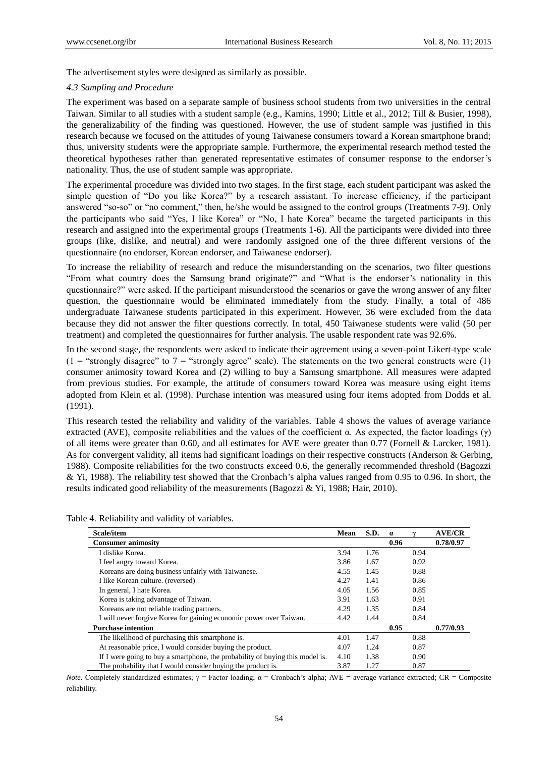The advertisement styles were designed as similarly as possible.

### *4.3 Sampling and Procedure*

The experiment was based on a separate sample of business school students from two universities in the central Taiwan. Similar to all studies with a student sample (e.g., Kamins, 1990; Little et al., 2012; Till & Busier, 1998), the generalizability of the finding was questioned. However, the use of student sample was justified in this research because we focused on the attitudes of young Taiwanese consumers toward a Korean smartphone brand; thus, university students were the appropriate sample. Furthermore, the experimental research method tested the theoretical hypotheses rather than generated representative estimates of consumer response to the endorser's nationality. Thus, the use of student sample was appropriate.

The experimental procedure was divided into two stages. In the first stage, each student participant was asked the simple question of "Do you like Korea?" by a research assistant. To increase efficiency, if the participant answered "so-so" or "no comment," then, he/she would be assigned to the control groups (Treatments 7-9). Only the participants who said "Yes, I like Korea" or "No, I hate Korea" became the targeted participants in this research and assigned into the experimental groups (Treatments 1-6). All the participants were divided into three groups (like, dislike, and neutral) and were randomly assigned one of the three different versions of the questionnaire (no endorser, Korean endorser, and Taiwanese endorser).

To increase the reliability of research and reduce the misunderstanding on the scenarios, two filter questions "From what country does the Samsung brand originate?" and "What is the endorser's nationality in this questionnaire?" were asked. If the participant misunderstood the scenarios or gave the wrong answer of any filter question, the questionnaire would be eliminated immediately from the study. Finally, a total of 486 undergraduate Taiwanese students participated in this experiment. However, 36 were excluded from the data because they did not answer the filter questions correctly. In total, 450 Taiwanese students were valid (50 per treatment) and completed the questionnaires for further analysis. The usable respondent rate was 92.6%.

In the second stage, the respondents were asked to indicate their agreement using a seven-point Likert-type scale (1 = "strongly disagree" to 7 = "strongly agree" scale). The statements on the two general constructs were (1) consumer animosity toward Korea and (2) willing to buy a Samsung smartphone. All measures were adapted from previous studies. For example, the attitude of consumers toward Korea was measure using eight items adopted from Klein et al. (1998). Purchase intention was measured using four items adopted from Dodds et al. (1991).

This research tested the reliability and validity of the variables. Table 4 shows the values of average variance extracted (AVE), composite reliabilities and the values of the coefficient α. As expected, the factor loadings (γ) of all items were greater than 0.60, and all estimates for AVE were greater than 0.77 (Fornell & Larcker, 1981). As for convergent validity, all items had significant loadings on their respective constructs (Anderson & Gerbing, 1988). Composite reliabilities for the two constructs exceed 0.6, the generally recommended threshold (Bagozzi & Yi, 1988). The reliability test showed that the Cronbach's alpha values ranged from 0.95 to 0.96. In short, the results indicated good reliability of the measurements (Bagozzi & Yi, 1988; Hair, 2010).

Table 4. Reliability and validity of variables.

| Scale/item | Mean | S.D. | α | γ | AVE/CR |
|---|---|---|---|---|---|
| **Consumer animosity** | | | **0.96** | | **0.78/0.97** |
| I dislike Korea. | 3.94 | 1.76 | | 0.94 | |
| I feel angry toward Korea. | 3.86 | 1.67 | | 0.92 | |
| Koreans are doing business unfairly with Taiwanese. | 4.55 | 1.45 | | 0.88 | |
| I like Korean culture. (reversed) | 4.27 | 1.41 | | 0.86 | |
| In general, I hate Korea. | 4.05 | 1.56 | | 0.85 | |
| Korea is taking advantage of Taiwan. | 3.91 | 1.63 | | 0.91 | |
| Koreans are not reliable trading partners. | 4.29 | 1.35 | | 0.84 | |
| I will never forgive Korea for gaining economic power over Taiwan. | 4.42 | 1.44 | | 0.84 | |
| **Purchase intention** | | | **0.95** | | **0.77/0.93** |
| The likelihood of purchasing this smartphone is. | 4.01 | 1.47 | | 0.88 | |
| At reasonable price, I would consider buying the product. | 4.07 | 1.24 | | 0.87 | |
| If I were going to buy a smartphone, the probability of buying this model is. | 4.10 | 1.38 | | 0.90 | |
| The probability that I would consider buying the product is. | 3.87 | 1.27 | | 0.87 | |

*Note.* Completely standardized estimates; γ = Factor loading; α = Cronbach's alpha; AVE = average variance extracted; CR = Composite reliability.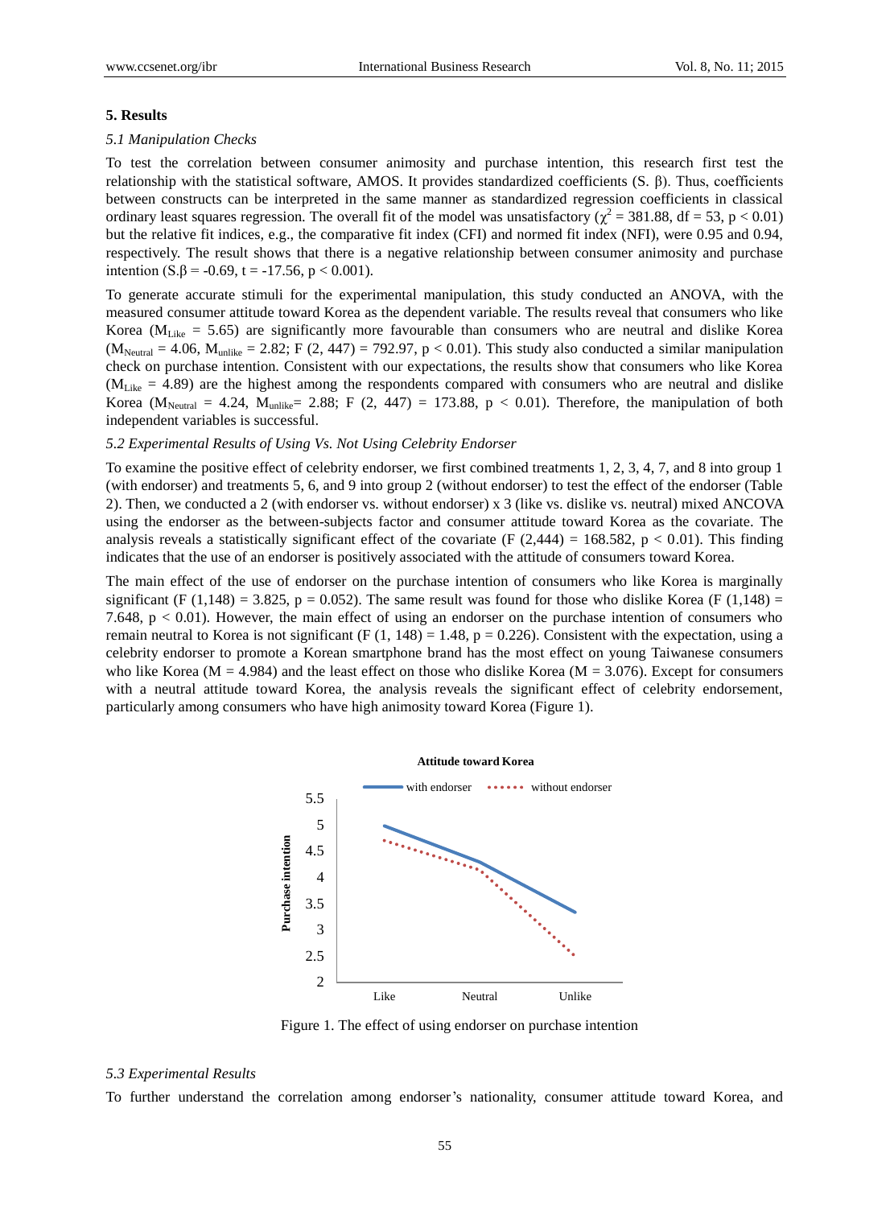## 5. Results

### *5.1 Manipulation Checks*

To test the correlation between consumer animosity and purchase intention, this research first test the relationship with the statistical software, AMOS. It provides standardized coefficients (S. β). Thus, coefficients between constructs can be interpreted in the same manner as standardized regression coefficients in classical ordinary least squares regression. The overall fit of the model was unsatisfactory ($\chi^2 = 381.88$, df = 53, $p < 0.01$) but the relative fit indices, e.g., the comparative fit index (CFI) and normed fit index (NFI), were 0.95 and 0.94, respectively. The result shows that there is a negative relationship between consumer animosity and purchase intention (S.β = -0.69, t = -17.56, $p < 0.001$).

To generate accurate stimuli for the experimental manipulation, this study conducted an ANOVA, with the measured consumer attitude toward Korea as the dependent variable. The results reveal that consumers who like Korea ($M_{Like} = 5.65$) are significantly more favourable than consumers who are neutral and dislike Korea ($M_{Neutral} = 4.06$, $M_{unlike} = 2.82$; $F(2, 447) = 792.97$, $p < 0.01$). This study also conducted a similar manipulation check on purchase intention. Consistent with our expectations, the results show that consumers who like Korea ($M_{Like} = 4.89$) are the highest among the respondents compared with consumers who are neutral and dislike Korea ($M_{Neutral} = 4.24$, $M_{unlike} = 2.88$; $F(2, 447) = 173.88$, $p < 0.01$). Therefore, the manipulation of both independent variables is successful.

### *5.2 Experimental Results of Using Vs. Not Using Celebrity Endorser*

To examine the positive effect of celebrity endorser, we first combined treatments 1, 2, 3, 4, 7, and 8 into group 1 (with endorser) and treatments 5, 6, and 9 into group 2 (without endorser) to test the effect of the endorser (Table 2). Then, we conducted a 2 (with endorser vs. without endorser) x 3 (like vs. dislike vs. neutral) mixed ANCOVA using the endorser as the between-subjects factor and consumer attitude toward Korea as the covariate. The analysis reveals a statistically significant effect of the covariate ($F(2,444) = 168.582$, $p < 0.01$). This finding indicates that the use of an endorser is positively associated with the attitude of consumers toward Korea.

The main effect of the use of endorser on the purchase intention of consumers who like Korea is marginally significant ($F(1,148) = 3.825$, $p = 0.052$). The same result was found for those who dislike Korea ($F(1,148) = 7.648$, $p < 0.01$). However, the main effect of using an endorser on the purchase intention of consumers who remain neutral to Korea is not significant ($F(1, 148) = 1.48$, $p = 0.226$). Consistent with the expectation, using a celebrity endorser to promote a Korean smartphone brand has the most effect on young Taiwanese consumers who like Korea ($M = 4.984$) and the least effect on those who dislike Korea ($M = 3.076$). Except for consumers with a neutral attitude toward Korea, the analysis reveals the significant effect of celebrity endorsement, particularly among consumers who have high animosity toward Korea (Figure 1).

Figure 1. The effect of using endorser on purchase intention

### *5.3 Experimental Results*

To further understand the correlation among endorser's nationality, consumer attitude toward Korea, and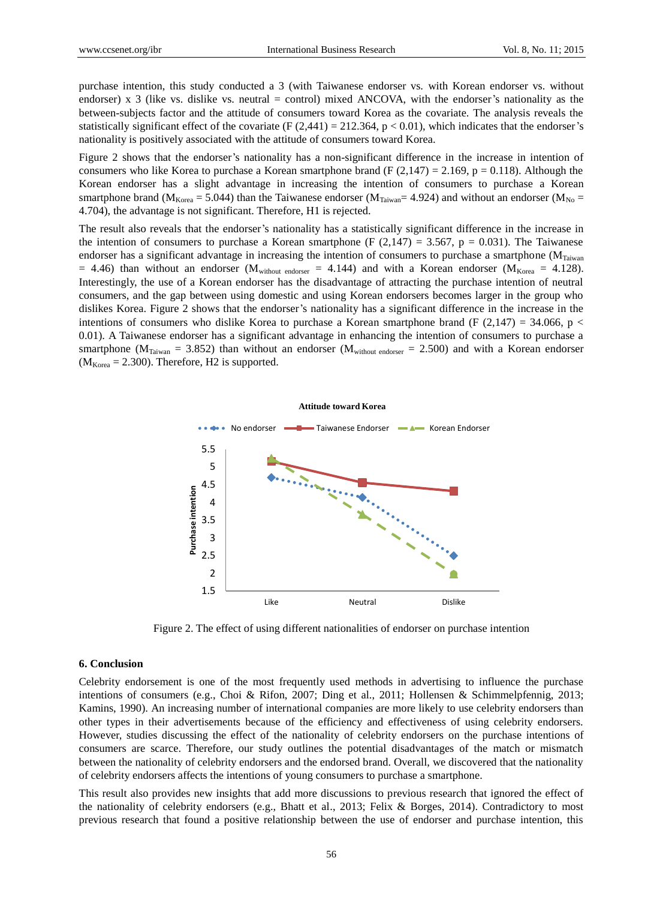purchase intention, this study conducted a 3 (with Taiwanese endorser vs. with Korean endorser vs. without endorser) x 3 (like vs. dislike vs. neutral = control) mixed ANCOVA, with the endorser's nationality as the between-subjects factor and the attitude of consumers toward Korea as the covariate. The analysis reveals the statistically significant effect of the covariate ($F(2,441) = 212.364$, $p < 0.01$), which indicates that the endorser's nationality is positively associated with the attitude of consumers toward Korea.

Figure 2 shows that the endorser's nationality has a non-significant difference in the increase in intention of consumers who like Korea to purchase a Korean smartphone brand ($F(2,147) = 2.169$, $p = 0.118$). Although the Korean endorser has a slight advantage in increasing the intention of consumers to purchase a Korean smartphone brand ($M_{Korea} = 5.044$) than the Taiwanese endorser ($M_{Taiwan} = 4.924$) and without an endorser ($M_{No} = 4.704$), the advantage is not significant. Therefore, H1 is rejected.

The result also reveals that the endorser's nationality has a statistically significant difference in the increase in the intention of consumers to purchase a Korean smartphone ($F(2,147) = 3.567$, $p = 0.031$). The Taiwanese endorser has a significant advantage in increasing the intention of consumers to purchase a smartphone ($M_{Taiwan} = 4.46$) than without an endorser ($M_{without\ endorser} = 4.144$) and with a Korean endorser ($M_{Korea} = 4.128$). Interestingly, the use of a Korean endorser has the disadvantage of attracting the purchase intention of neutral consumers, and the gap between using domestic and using Korean endorsers becomes larger in the group who dislikes Korea. Figure 2 shows that the endorser's nationality has a significant difference in the increase in the intentions of consumers who dislike Korea to purchase a Korean smartphone brand ($F(2,147) = 34.066$, $p < 0.01$). A Taiwanese endorser has a significant advantage in enhancing the intention of consumers to purchase a smartphone ($M_{Taiwan} = 3.852$) than without an endorser ($M_{without\ endorser} = 2.500$) and with a Korean endorser ($M_{Korea} = 2.300$). Therefore, H2 is supported.

Figure 2. The effect of using different nationalities of endorser on purchase intention

## 6. Conclusion

Celebrity endorsement is one of the most frequently used methods in advertising to influence the purchase intentions of consumers (e.g., Choi & Rifon, 2007; Ding et al., 2011; Hollensen & Schimmelpfennig, 2013; Kamins, 1990). An increasing number of international companies are more likely to use celebrity endorsers than other types in their advertisements because of the efficiency and effectiveness of using celebrity endorsers. However, studies discussing the effect of the nationality of celebrity endorsers on the purchase intentions of consumers are scarce. Therefore, our study outlines the potential disadvantages of the match or mismatch between the nationality of celebrity endorsers and the endorsed brand. Overall, we discovered that the nationality of celebrity endorsers affects the intentions of young consumers to purchase a smartphone.

This result also provides new insights that add more discussions to previous research that ignored the effect of the nationality of celebrity endorsers (e.g., Bhatt et al., 2013; Felix & Borges, 2014). Contradictory to most previous research that found a positive relationship between the use of endorser and purchase intention, this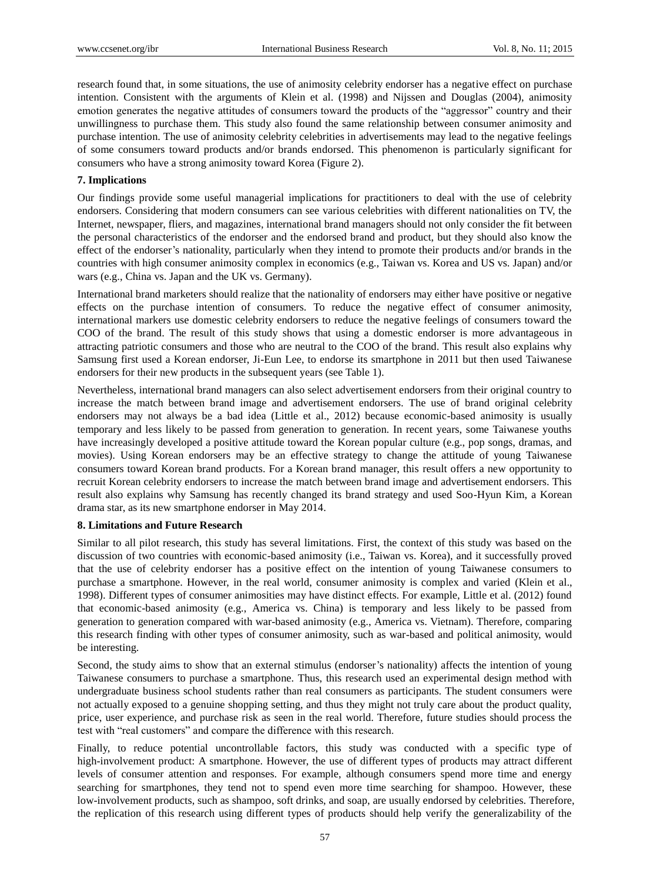research found that, in some situations, the use of animosity celebrity endorser has a negative effect on purchase intention. Consistent with the arguments of Klein et al. (1998) and Nijssen and Douglas (2004), animosity emotion generates the negative attitudes of consumers toward the products of the "aggressor" country and their unwillingness to purchase them. This study also found the same relationship between consumer animosity and purchase intention. The use of animosity celebrity celebrities in advertisements may lead to the negative feelings of some consumers toward products and/or brands endorsed. This phenomenon is particularly significant for consumers who have a strong animosity toward Korea (Figure 2).

## 7. Implications

Our findings provide some useful managerial implications for practitioners to deal with the use of celebrity endorsers. Considering that modern consumers can see various celebrities with different nationalities on TV, the Internet, newspaper, fliers, and magazines, international brand managers should not only consider the fit between the personal characteristics of the endorser and the endorsed brand and product, but they should also know the effect of the endorser's nationality, particularly when they intend to promote their products and/or brands in the countries with high consumer animosity complex in economics (e.g., Taiwan vs. Korea and US vs. Japan) and/or wars (e.g., China vs. Japan and the UK vs. Germany).

International brand marketers should realize that the nationality of endorsers may either have positive or negative effects on the purchase intention of consumers. To reduce the negative effect of consumer animosity, international markers use domestic celebrity endorsers to reduce the negative feelings of consumers toward the COO of the brand. The result of this study shows that using a domestic endorser is more advantageous in attracting patriotic consumers and those who are neutral to the COO of the brand. This result also explains why Samsung first used a Korean endorser, Ji-Eun Lee, to endorse its smartphone in 2011 but then used Taiwanese endorsers for their new products in the subsequent years (see Table 1).

Nevertheless, international brand managers can also select advertisement endorsers from their original country to increase the match between brand image and advertisement endorsers. The use of brand original celebrity endorsers may not always be a bad idea (Little et al., 2012) because economic-based animosity is usually temporary and less likely to be passed from generation to generation. In recent years, some Taiwanese youths have increasingly developed a positive attitude toward the Korean popular culture (e.g., pop songs, dramas, and movies). Using Korean endorsers may be an effective strategy to change the attitude of young Taiwanese consumers toward Korean brand products. For a Korean brand manager, this result offers a new opportunity to recruit Korean celebrity endorsers to increase the match between brand image and advertisement endorsers. This result also explains why Samsung has recently changed its brand strategy and used Soo-Hyun Kim, a Korean drama star, as its new smartphone endorser in May 2014.

## 8. Limitations and Future Research

Similar to all pilot research, this study has several limitations. First, the context of this study was based on the discussion of two countries with economic-based animosity (i.e., Taiwan vs. Korea), and it successfully proved that the use of celebrity endorser has a positive effect on the intention of young Taiwanese consumers to purchase a smartphone. However, in the real world, consumer animosity is complex and varied (Klein et al., 1998). Different types of consumer animosities may have distinct effects. For example, Little et al. (2012) found that economic-based animosity (e.g., America vs. China) is temporary and less likely to be passed from generation to generation compared with war-based animosity (e.g., America vs. Vietnam). Therefore, comparing this research finding with other types of consumer animosity, such as war-based and political animosity, would be interesting.

Second, the study aims to show that an external stimulus (endorser's nationality) affects the intention of young Taiwanese consumers to purchase a smartphone. Thus, this research used an experimental design method with undergraduate business school students rather than real consumers as participants. The student consumers were not actually exposed to a genuine shopping setting, and thus they might not truly care about the product quality, price, user experience, and purchase risk as seen in the real world. Therefore, future studies should process the test with "real customers" and compare the difference with this research.

Finally, to reduce potential uncontrollable factors, this study was conducted with a specific type of high-involvement product: A smartphone. However, the use of different types of products may attract different levels of consumer attention and responses. For example, although consumers spend more time and energy searching for smartphones, they tend not to spend even more time searching for shampoo. However, these low-involvement products, such as shampoo, soft drinks, and soap, are usually endorsed by celebrities. Therefore, the replication of this research using different types of products should help verify the generalizability of the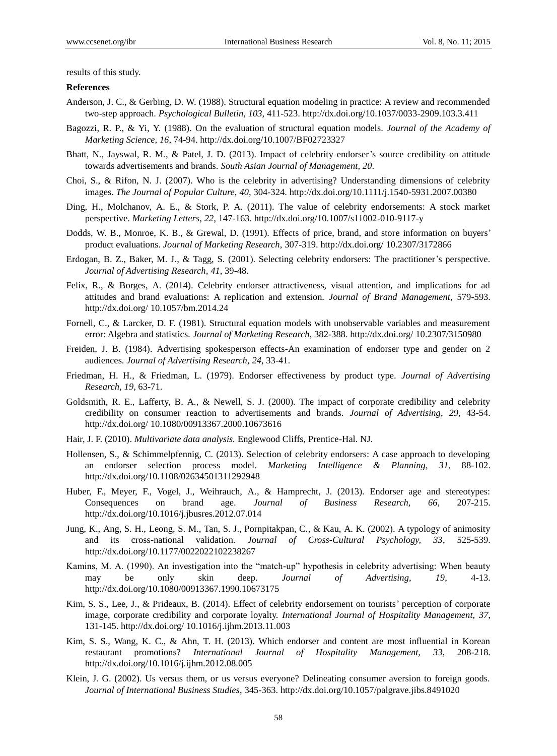results of this study.

**References**

Anderson, J. C., & Gerbing, D. W. (1988). Structural equation modeling in practice: A review and recommended two-step approach. *Psychological Bulletin, 103*, 411-523. http://dx.doi.org/10.1037/0033-2909.103.3.411

Bagozzi, R. P., & Yi, Y. (1988). On the evaluation of structural equation models. *Journal of the Academy of Marketing Science, 16*, 74-94. http://dx.doi.org/10.1007/BF02723327

Bhatt, N., Jayswal, R. M., & Patel, J. D. (2013). Impact of celebrity endorser's source credibility on attitude towards advertisements and brands. *South Asian Journal of Management, 20*.

Choi, S., & Rifon, N. J. (2007). Who is the celebrity in advertising? Understanding dimensions of celebrity images. *The Journal of Popular Culture, 40*, 304-324. http://dx.doi.org/10.1111/j.1540-5931.2007.00380

Ding, H., Molchanov, A. E., & Stork, P. A. (2011). The value of celebrity endorsements: A stock market perspective. *Marketing Letters, 22*, 147-163. http://dx.doi.org/10.1007/s11002-010-9117-y

Dodds, W. B., Monroe, K. B., & Grewal, D. (1991). Effects of price, brand, and store information on buyers' product evaluations. *Journal of Marketing Research*, 307-319. http://dx.doi.org/ 10.2307/3172866

Erdogan, B. Z., Baker, M. J., & Tagg, S. (2001). Selecting celebrity endorsers: The practitioner's perspective. *Journal of Advertising Research, 41*, 39-48.

Felix, R., & Borges, A. (2014). Celebrity endorser attractiveness, visual attention, and implications for ad attitudes and brand evaluations: A replication and extension. *Journal of Brand Management*, 579-593. http://dx.doi.org/ 10.1057/bm.2014.24

Fornell, C., & Larcker, D. F. (1981). Structural equation models with unobservable variables and measurement error: Algebra and statistics. *Journal of Marketing Research*, 382-388. http://dx.doi.org/ 10.2307/3150980

Freiden, J. B. (1984). Advertising spokesperson effects-An examination of endorser type and gender on 2 audiences. *Journal of Advertising Research, 24*, 33-41.

Friedman, H. H., & Friedman, L. (1979). Endorser effectiveness by product type. *Journal of Advertising Research, 19*, 63-71.

Goldsmith, R. E., Lafferty, B. A., & Newell, S. J. (2000). The impact of corporate credibility and celebrity credibility on consumer reaction to advertisements and brands. *Journal of Advertising, 29*, 43-54. http://dx.doi.org/ 10.1080/00913367.2000.10673616

Hair, J. F. (2010). *Multivariate data analysis.* Englewood Cliffs, Prentice-Hal. NJ.

Hollensen, S., & Schimmelpfennig, C. (2013). Selection of celebrity endorsers: A case approach to developing an endorser selection process model. *Marketing Intelligence & Planning, 31*, 88-102. http://dx.doi.org/10.1108/02634501311292948

Huber, F., Meyer, F., Vogel, J., Weihrauch, A., & Hamprecht, J. (2013). Endorser age and stereotypes: Consequences on brand age. *Journal of Business Research, 66*, 207-215. http://dx.doi.org/10.1016/j.jbusres.2012.07.014

Jung, K., Ang, S. H., Leong, S. M., Tan, S. J., Pornpitakpan, C., & Kau, A. K. (2002). A typology of animosity and its cross-national validation. *Journal of Cross-Cultural Psychology, 33*, 525-539. http://dx.doi.org/10.1177/0022022102238267

Kamins, M. A. (1990). An investigation into the "match-up" hypothesis in celebrity advertising: When beauty may be only skin deep. *Journal of Advertising, 19*, 4-13. http://dx.doi.org/10.1080/00913367.1990.10673175

Kim, S. S., Lee, J., & Prideaux, B. (2014). Effect of celebrity endorsement on tourists' perception of corporate image, corporate credibility and corporate loyalty. *International Journal of Hospitality Management, 37*, 131-145. http://dx.doi.org/ 10.1016/j.ijhm.2013.11.003

Kim, S. S., Wang, K. C., & Ahn, T. H. (2013). Which endorser and content are most influential in Korean restaurant promotions? *International Journal of Hospitality Management, 33*, 208-218. http://dx.doi.org/10.1016/j.ijhm.2012.08.005

Klein, J. G. (2002). Us versus them, or us versus everyone? Delineating consumer aversion to foreign goods. *Journal of International Business Studies*, 345-363. http://dx.doi.org/10.1057/palgrave.jibs.8491020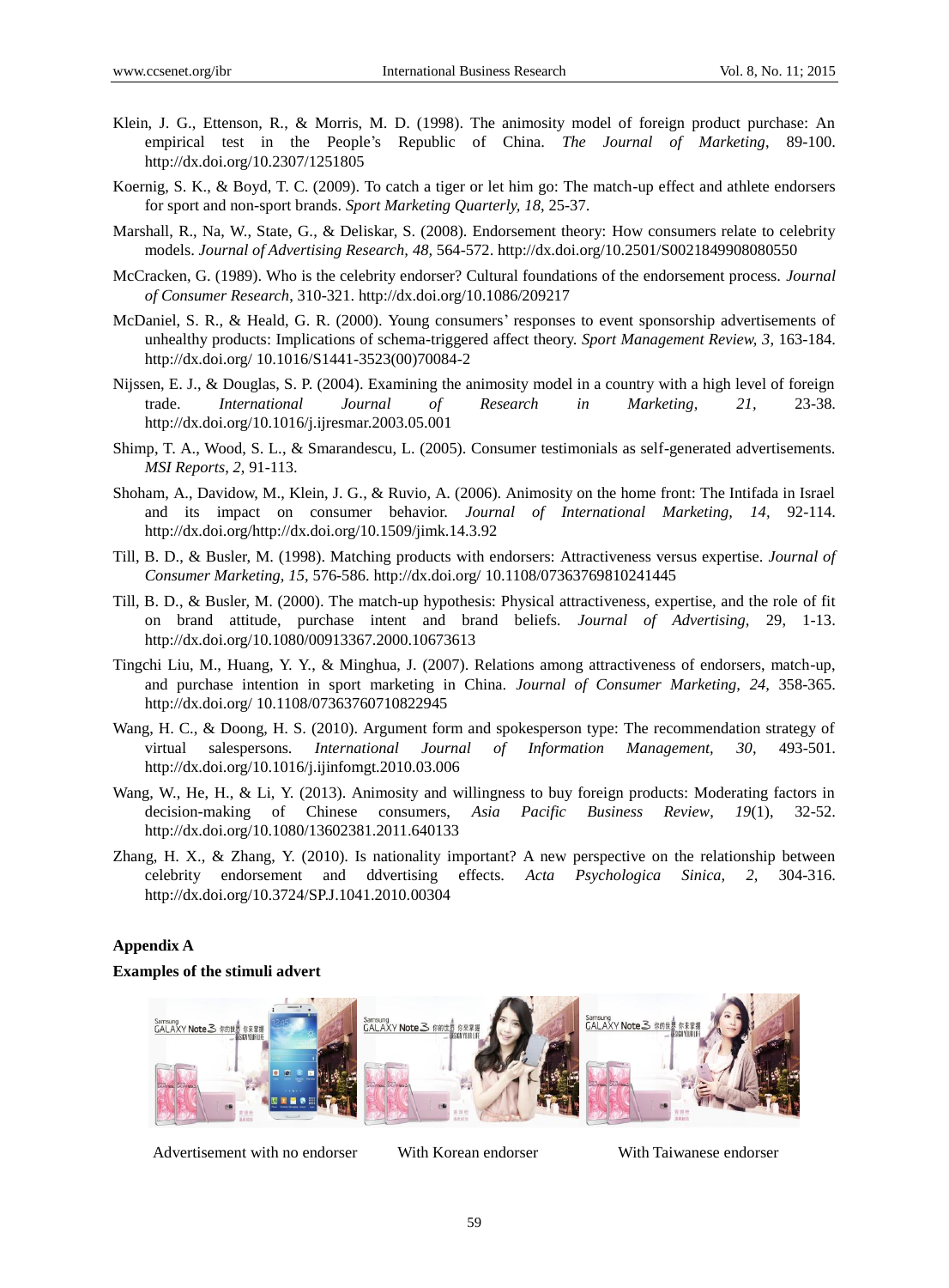Klein, J. G., Ettenson, R., & Morris, M. D. (1998). The animosity model of foreign product purchase: An empirical test in the People's Republic of China. *The Journal of Marketing*, 89-100. http://dx.doi.org/10.2307/1251805

Koernig, S. K., & Boyd, T. C. (2009). To catch a tiger or let him go: The match-up effect and athlete endorsers for sport and non-sport brands. *Sport Marketing Quarterly, 18*, 25-37.

Marshall, R., Na, W., State, G., & Deliskar, S. (2008). Endorsement theory: How consumers relate to celebrity models. *Journal of Advertising Research, 48*, 564-572. http://dx.doi.org/10.2501/S0021849908080550

McCracken, G. (1989). Who is the celebrity endorser? Cultural foundations of the endorsement process. *Journal of Consumer Research*, 310-321. http://dx.doi.org/10.1086/209217

McDaniel, S. R., & Heald, G. R. (2000). Young consumers' responses to event sponsorship advertisements of unhealthy products: Implications of schema-triggered affect theory. *Sport Management Review, 3*, 163-184. http://dx.doi.org/ 10.1016/S1441-3523(00)70084-2

Nijssen, E. J., & Douglas, S. P. (2004). Examining the animosity model in a country with a high level of foreign trade. *International Journal of Research in Marketing, 21*, 23-38. http://dx.doi.org/10.1016/j.ijresmar.2003.05.001

Shimp, T. A., Wood, S. L., & Smarandescu, L. (2005). Consumer testimonials as self-generated advertisements. *MSI Reports*, *2*, 91-113.

Shoham, A., Davidow, M., Klein, J. G., & Ruvio, A. (2006). Animosity on the home front: The Intifada in Israel and its impact on consumer behavior. *Journal of International Marketing, 14*, 92-114. http://dx.doi.org/http://dx.doi.org/10.1509/jimk.14.3.92

Till, B. D., & Busler, M. (1998). Matching products with endorsers: Attractiveness versus expertise. *Journal of Consumer Marketing, 15*, 576-586. http://dx.doi.org/ 10.1108/07363769810241445

Till, B. D., & Busler, M. (2000). The match-up hypothesis: Physical attractiveness, expertise, and the role of fit on brand attitude, purchase intent and brand beliefs. *Journal of Advertising*, 29, 1-13. http://dx.doi.org/10.1080/00913367.2000.10673613

Tingchi Liu, M., Huang, Y. Y., & Minghua, J. (2007). Relations among attractiveness of endorsers, match-up, and purchase intention in sport marketing in China. *Journal of Consumer Marketing, 24*, 358-365. http://dx.doi.org/ 10.1108/07363760710822945

Wang, H. C., & Doong, H. S. (2010). Argument form and spokesperson type: The recommendation strategy of virtual salespersons. *International Journal of Information Management, 30*, 493-501. http://dx.doi.org/10.1016/j.ijinfomgt.2010.03.006

Wang, W., He, H., & Li, Y. (2013). Animosity and willingness to buy foreign products: Moderating factors in decision-making of Chinese consumers, *Asia Pacific Business Review, 19*(1), 32-52. http://dx.doi.org/10.1080/13602381.2011.640133

Zhang, H. X., & Zhang, Y. (2010). Is nationality important? A new perspective on the relationship between celebrity endorsement and ddvertising effects. *Acta Psychologica Sinica, 2*, 304-316. http://dx.doi.org/10.3724/SP.J.1041.2010.00304

**Appendix A**

**Examples of the stimuli advert**

Advertisement with no endorser — With Korean endorser — With Taiwanese endorser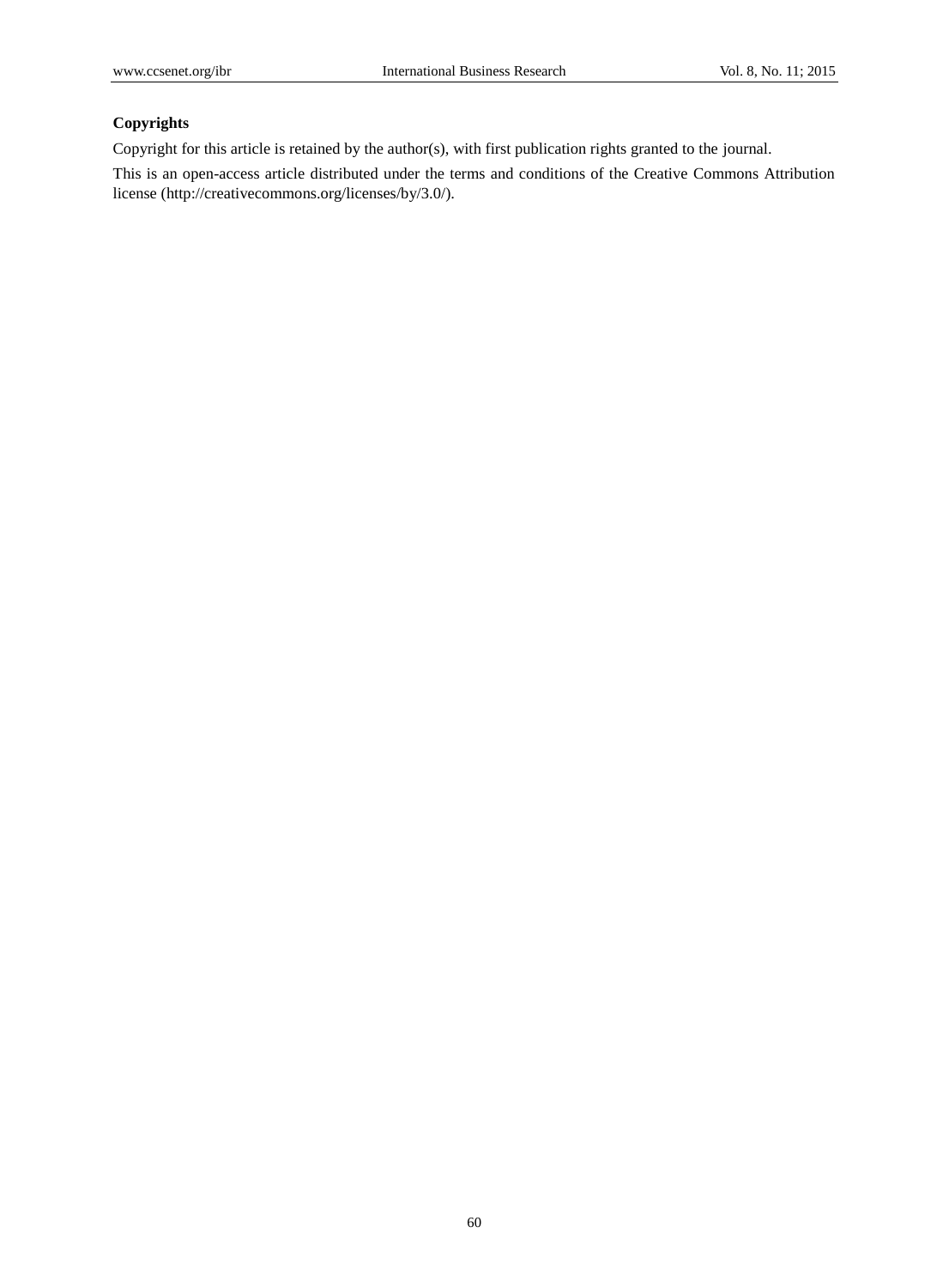**Copyrights**

Copyright for this article is retained by the author(s), with first publication rights granted to the journal.

This is an open-access article distributed under the terms and conditions of the Creative Commons Attribution license (http://creativecommons.org/licenses/by/3.0/).